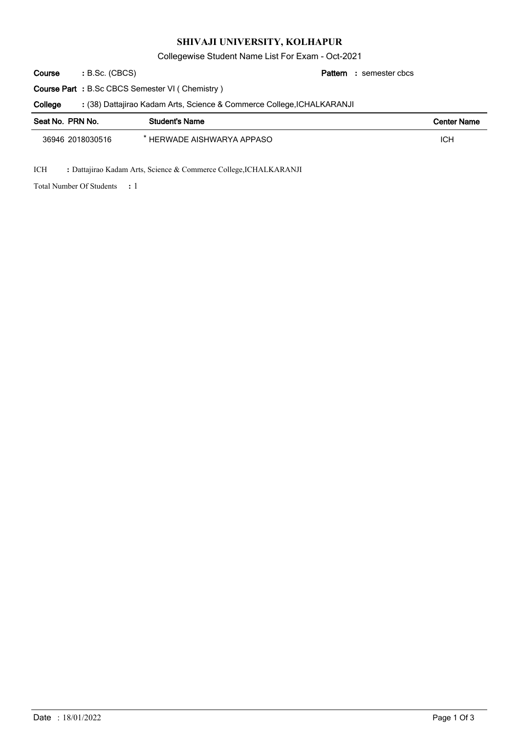# SHIVAJI UNIVERSITY, KOLHAPUR

Collegewise Student Name List For Exam - Oct-2021

**Course** : B.Sc. (CBCS) **Pattern** : semester cbcs

**Course Part** : B.Sc CBCS Semester VI ( Chemistry )

**College** : (38) Dattajirao Kadam Arts, Science & Commerce College,ICHALKARANJI

| Seat No. | PRN No. | Student's Name | Center Name |
|---|---|---|---|
| 36946 | 2018030516 | * HERWADE AISHWARYA APPASO | ICH |

ICH : Dattajirao Kadam Arts, Science & Commerce College,ICHALKARANJI

Total Number Of Students : 1

Date : 18/01/2022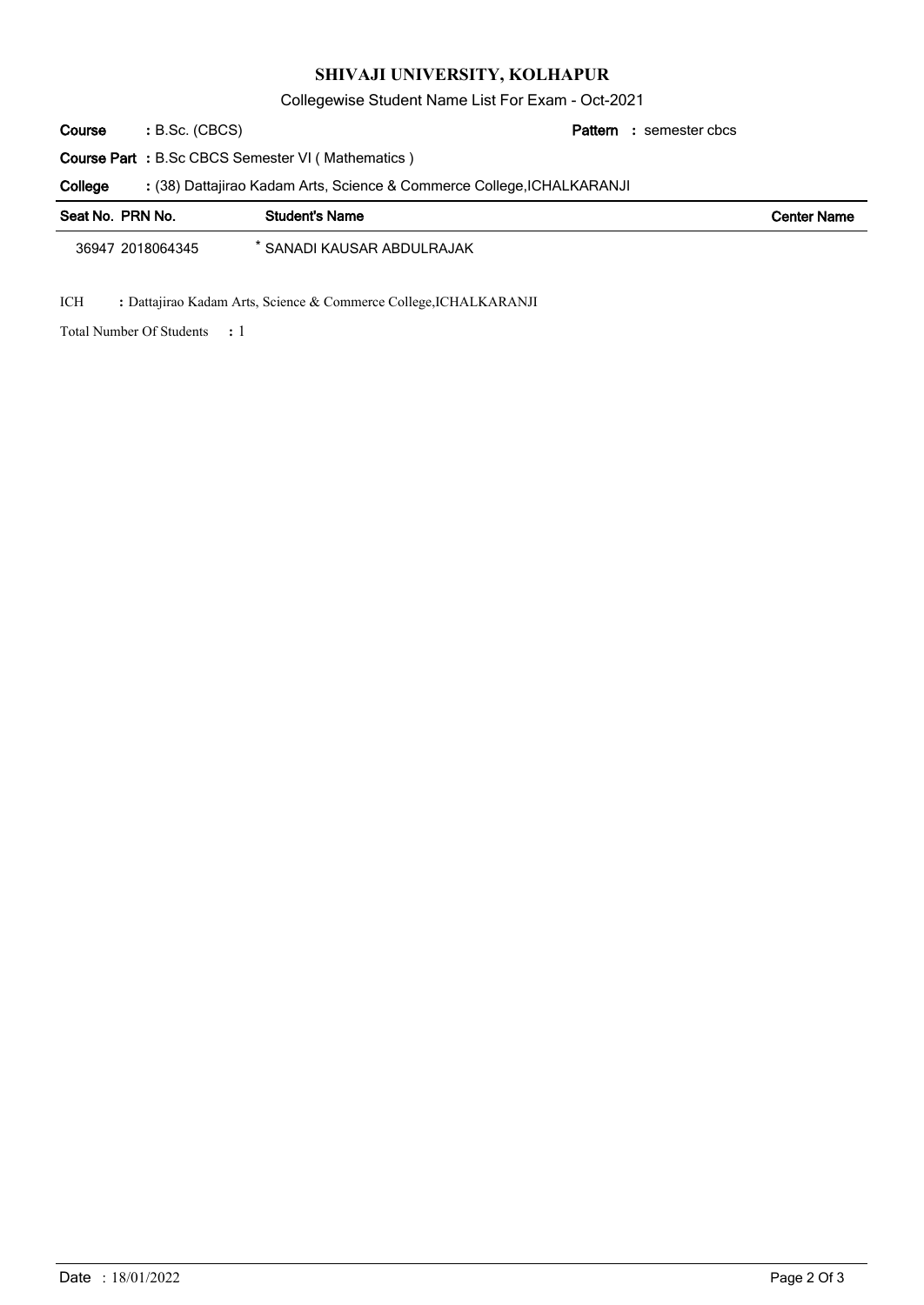# SHIVAJI UNIVERSITY, KOLHAPUR

Collegewise Student Name List For Exam - Oct-2021

**Course** : B.Sc. (CBCS) **Pattern** : semester cbcs

**Course Part** : B.Sc CBCS Semester VI ( Mathematics )

**College** : (38) Dattajirao Kadam Arts, Science & Commerce College,ICHALKARANJI

| Seat No. | PRN No. | Student's Name | Center Name |
|---|---|---|---|
| 36947 | 2018064345 | * SANADI KAUSAR ABDULRAJAK | |

ICH : Dattajirao Kadam Arts, Science & Commerce College,ICHALKARANJI

Total Number Of Students : 1

Date : 18/01/2022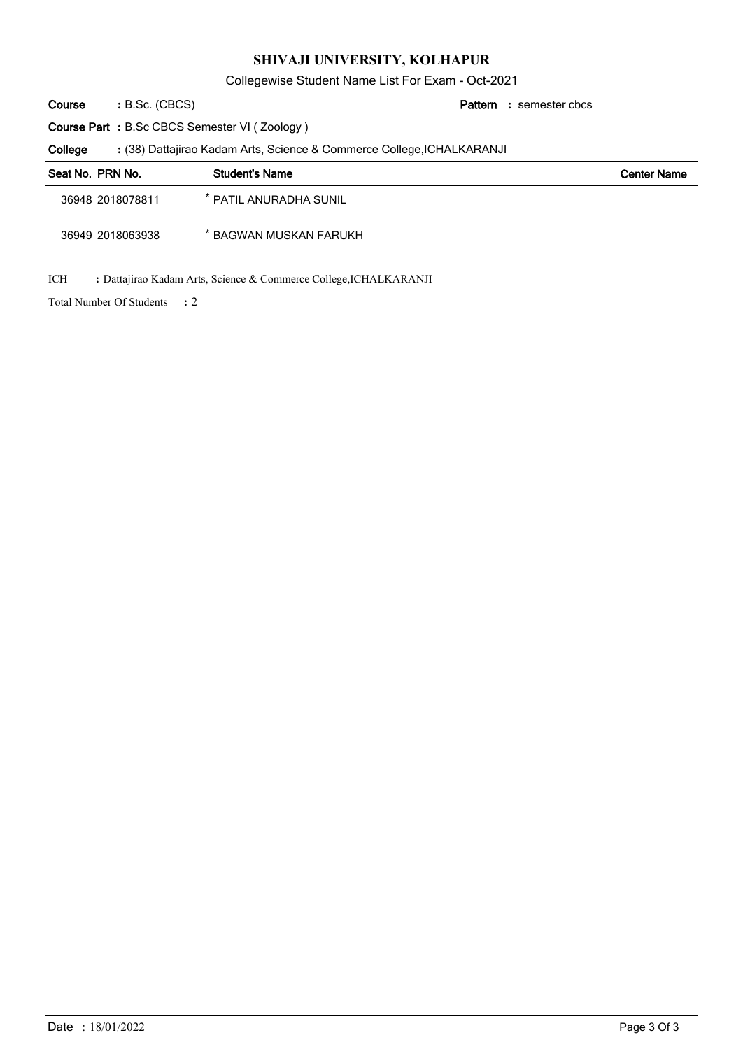# SHIVAJI UNIVERSITY, KOLHAPUR

Collegewise Student Name List For Exam - Oct-2021

**Course** : B.Sc. (CBCS) **Pattern** : semester cbcs

**Course Part** : B.Sc CBCS Semester VI ( Zoology )

**College** : (38) Dattajirao Kadam Arts, Science & Commerce College,ICHALKARANJI

| Seat No. | PRN No. | Student's Name | Center Name |
|---|---|---|---|
| 36948 | 2018078811 | * PATIL ANURADHA SUNIL | |
| 36949 | 2018063938 | * BAGWAN MUSKAN FARUKH | |

ICH : Dattajirao Kadam Arts, Science & Commerce College,ICHALKARANJI

Total Number Of Students : 2

Date : 18/01/2022